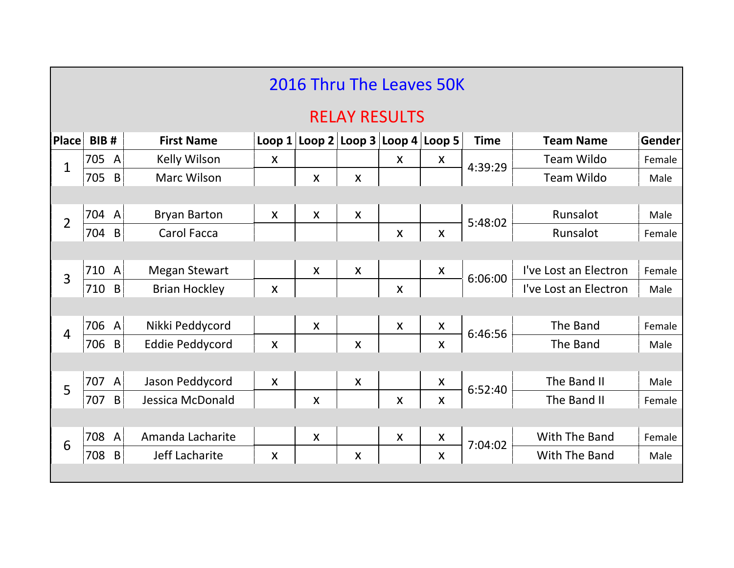# 2016 Thru The Leaves 50K

## RELAY RESULTS

| Place | BIB # | | First Name | Loop 1 | Loop 2 | Loop 3 | Loop 4 | Loop 5 | Time | Team Name | Gender |
|---|---|---|---|---|---|---|---|---|---|---|---|
| 1 | 705 | A | Kelly Wilson | x | | | x | x | 4:39:29 | Team Wildo | Female |
| | 705 | B | Marc Wilson | | x | x | | | | Team Wildo | Male |
| 2 | 704 | A | Bryan Barton | x | x | x | | | 5:48:02 | Runsalot | Male |
| | 704 | B | Carol Facca | | | | x | x | | Runsalot | Female |
| 3 | 710 | A | Megan Stewart | | x | x | | x | 6:06:00 | I've Lost an Electron | Female |
| | 710 | B | Brian Hockley | x | | | x | | | I've Lost an Electron | Male |
| 4 | 706 | A | Nikki Peddycord | | x | | x | x | 6:46:56 | The Band | Female |
| | 706 | B | Eddie Peddycord | x | | x | | x | | The Band | Male |
| 5 | 707 | A | Jason Peddycord | x | | x | | x | 6:52:40 | The Band II | Male |
| | 707 | B | Jessica McDonald | | x | | x | x | | The Band II | Female |
| 6 | 708 | A | Amanda Lacharite | | x | | x | x | 7:04:02 | With The Band | Female |
| | 708 | B | Jeff Lacharite | x | | x | | x | | With The Band | Male |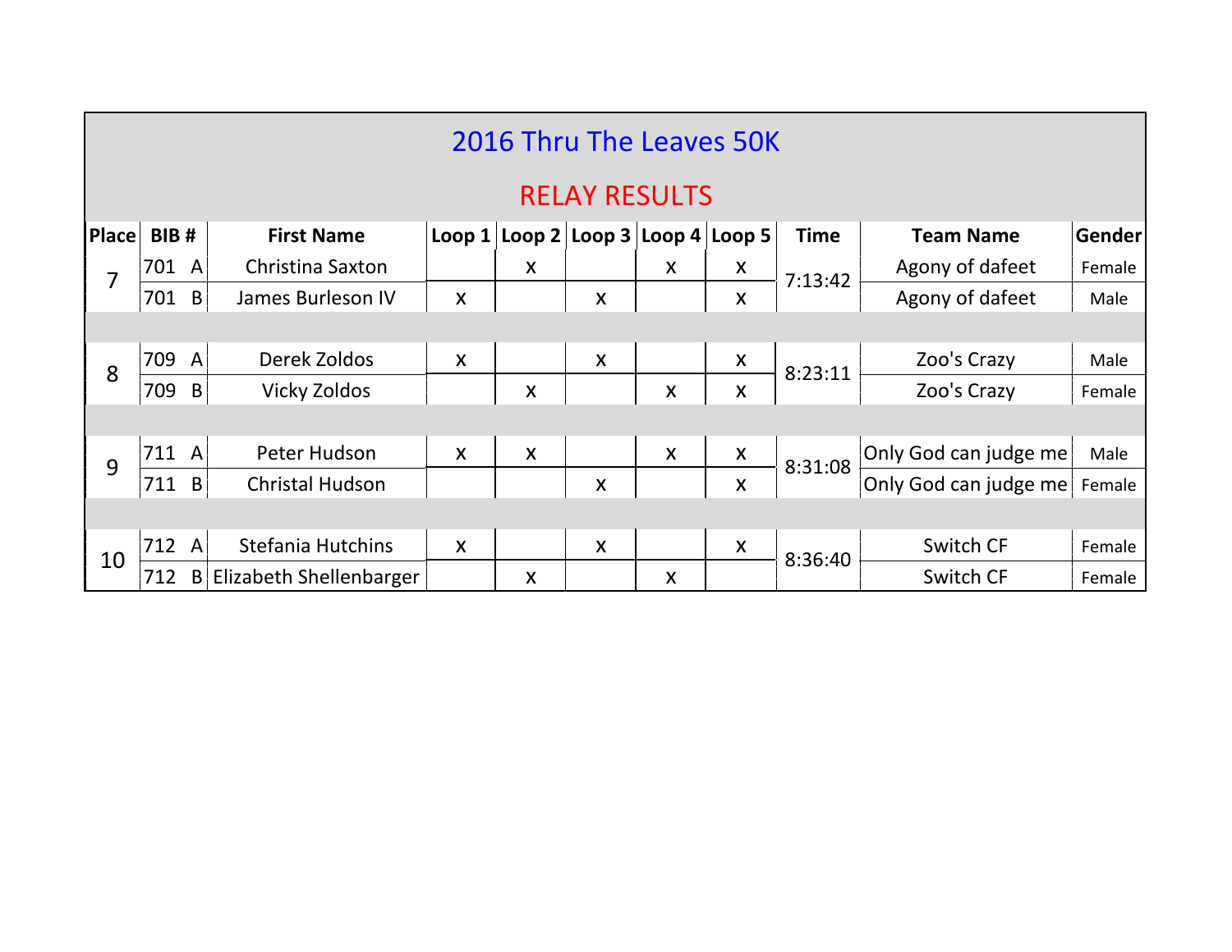# 2016 Thru The Leaves 50K

## RELAY RESULTS

| Place | BIB # | | First Name | Loop 1 | Loop 2 | Loop 3 | Loop 4 | Loop 5 | Time | Team Name | Gender |
|---|---|---|---|---|---|---|---|---|---|---|---|
| 7 | 701 | A | Christina Saxton | | x | | x | x | 7:13:42 | Agony of dafeet | Female |
| | 701 | B | James Burleson IV | x | | x | | x | | Agony of dafeet | Male |
| 8 | 709 | A | Derek Zoldos | x | | x | | x | 8:23:11 | Zoo's Crazy | Male |
| | 709 | B | Vicky Zoldos | | x | | x | x | | Zoo's Crazy | Female |
| 9 | 711 | A | Peter Hudson | x | x | | x | x | 8:31:08 | Only God can judge me | Male |
| | 711 | B | Christal Hudson | | | x | | x | | Only God can judge me | Female |
| 10 | 712 | A | Stefania Hutchins | x | | x | | x | 8:36:40 | Switch CF | Female |
| | 712 | B | Elizabeth Shellenbarger | | x | | x | | | Switch CF | Female |